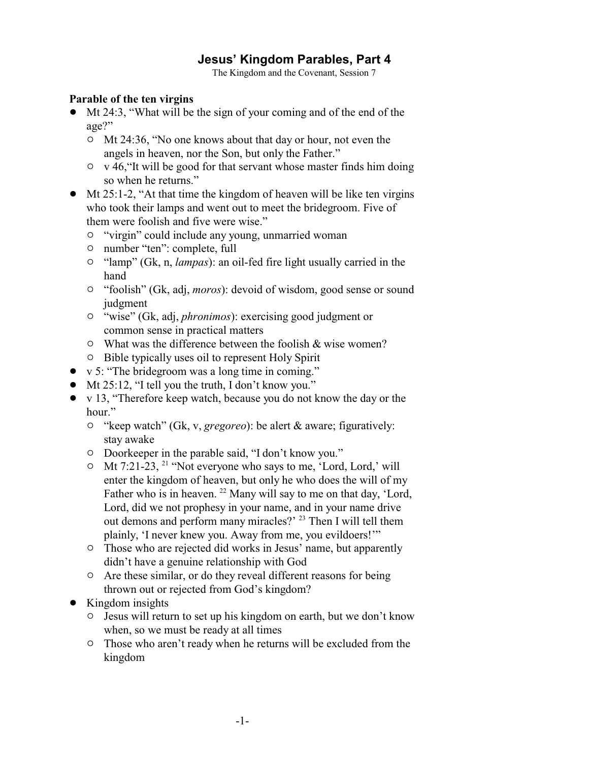# Jesus' Kingdom Parables, Part 4

The Kingdom and the Covenant, Session 7

**Parable of the ten virgins**

- Mt 24:3, "What will be the sign of your coming and of the end of the age?"
  - Mt 24:36, "No one knows about that day or hour, not even the angels in heaven, nor the Son, but only the Father."
  - v 46,"It will be good for that servant whose master finds him doing so when he returns."
- Mt 25:1-2, "At that time the kingdom of heaven will be like ten virgins who took their lamps and went out to meet the bridegroom. Five of them were foolish and five were wise."
  - "virgin" could include any young, unmarried woman
  - number "ten": complete, full
  - "lamp" (Gk, n, *lampas*): an oil-fed fire light usually carried in the hand
  - "foolish" (Gk, adj, *moros*): devoid of wisdom, good sense or sound judgment
  - "wise" (Gk, adj, *phronimos*): exercising good judgment or common sense in practical matters
  - What was the difference between the foolish & wise women?
  - Bible typically uses oil to represent Holy Spirit
- v 5: "The bridegroom was a long time in coming."
- Mt 25:12, "I tell you the truth, I don't know you."
- v 13, "Therefore keep watch, because you do not know the day or the hour."
  - "keep watch" (Gk, v, *gregoreo*): be alert & aware; figuratively: stay awake
  - Doorkeeper in the parable said, "I don't know you."
  - Mt 7:21-23, [21] "Not everyone who says to me, 'Lord, Lord,' will enter the kingdom of heaven, but only he who does the will of my Father who is in heaven. [22] Many will say to me on that day, 'Lord, Lord, did we not prophesy in your name, and in your name drive out demons and perform many miracles?' [23] Then I will tell them plainly, 'I never knew you. Away from me, you evildoers!'"
  - Those who are rejected did works in Jesus' name, but apparently didn't have a genuine relationship with God
  - Are these similar, or do they reveal different reasons for being thrown out or rejected from God's kingdom?
- Kingdom insights
  - Jesus will return to set up his kingdom on earth, but we don't know when, so we must be ready at all times
  - Those who aren't ready when he returns will be excluded from the kingdom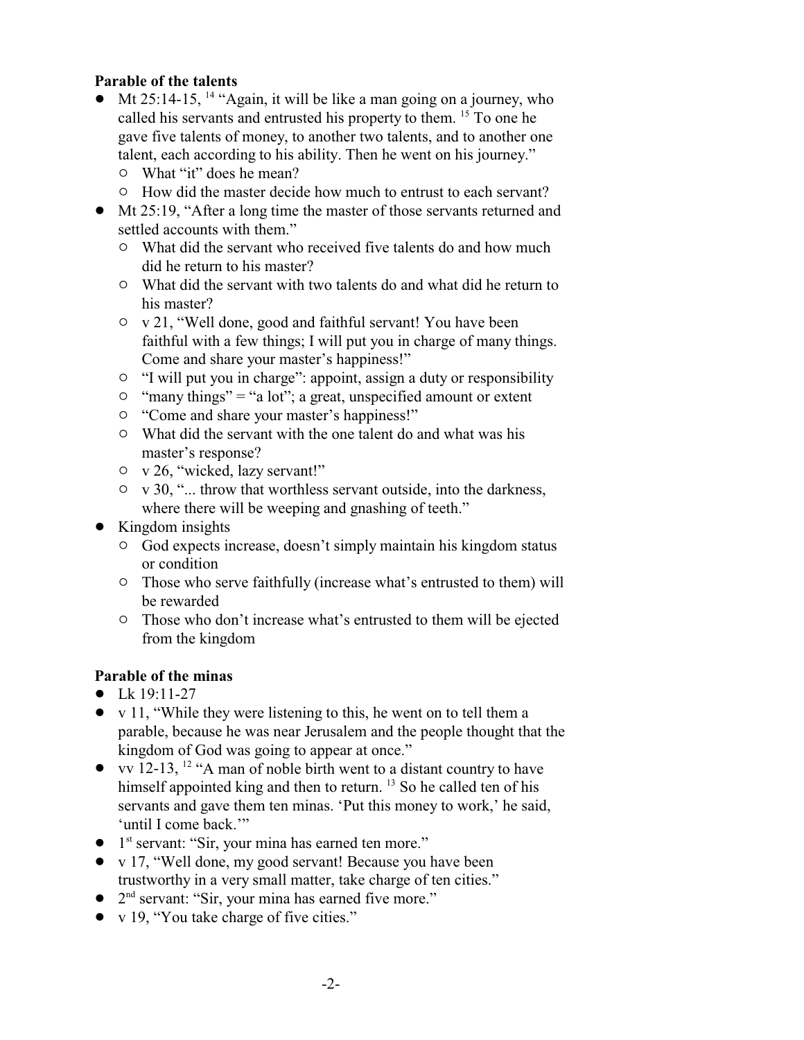**Parable of the talents**

- Mt 25:14-15, [14] "Again, it will be like a man going on a journey, who called his servants and entrusted his property to them. [15] To one he gave five talents of money, to another two talents, and to another one talent, each according to his ability. Then he went on his journey."
  - What "it" does he mean?
  - How did the master decide how much to entrust to each servant?
- Mt 25:19, "After a long time the master of those servants returned and settled accounts with them."
  - What did the servant who received five talents do and how much did he return to his master?
  - What did the servant with two talents do and what did he return to his master?
  - v 21, "Well done, good and faithful servant! You have been faithful with a few things; I will put you in charge of many things. Come and share your master's happiness!"
  - "I will put you in charge": appoint, assign a duty or responsibility
  - "many things" = "a lot"; a great, unspecified amount or extent
  - "Come and share your master's happiness!"
  - What did the servant with the one talent do and what was his master's response?
  - v 26, "wicked, lazy servant!"
  - v 30, "... throw that worthless servant outside, into the darkness, where there will be weeping and gnashing of teeth."
- Kingdom insights
  - God expects increase, doesn't simply maintain his kingdom status or condition
  - Those who serve faithfully (increase what's entrusted to them) will be rewarded
  - Those who don't increase what's entrusted to them will be ejected from the kingdom

**Parable of the minas**

- Lk 19:11-27
- v 11, "While they were listening to this, he went on to tell them a parable, because he was near Jerusalem and the people thought that the kingdom of God was going to appear at once."
- vv 12-13, [12] "A man of noble birth went to a distant country to have himself appointed king and then to return. [13] So he called ten of his servants and gave them ten minas. 'Put this money to work,' he said, 'until I come back.'"
- 1st servant: "Sir, your mina has earned ten more."
- v 17, "Well done, my good servant! Because you have been trustworthy in a very small matter, take charge of ten cities."
- 2nd servant: "Sir, your mina has earned five more."
- v 19, "You take charge of five cities."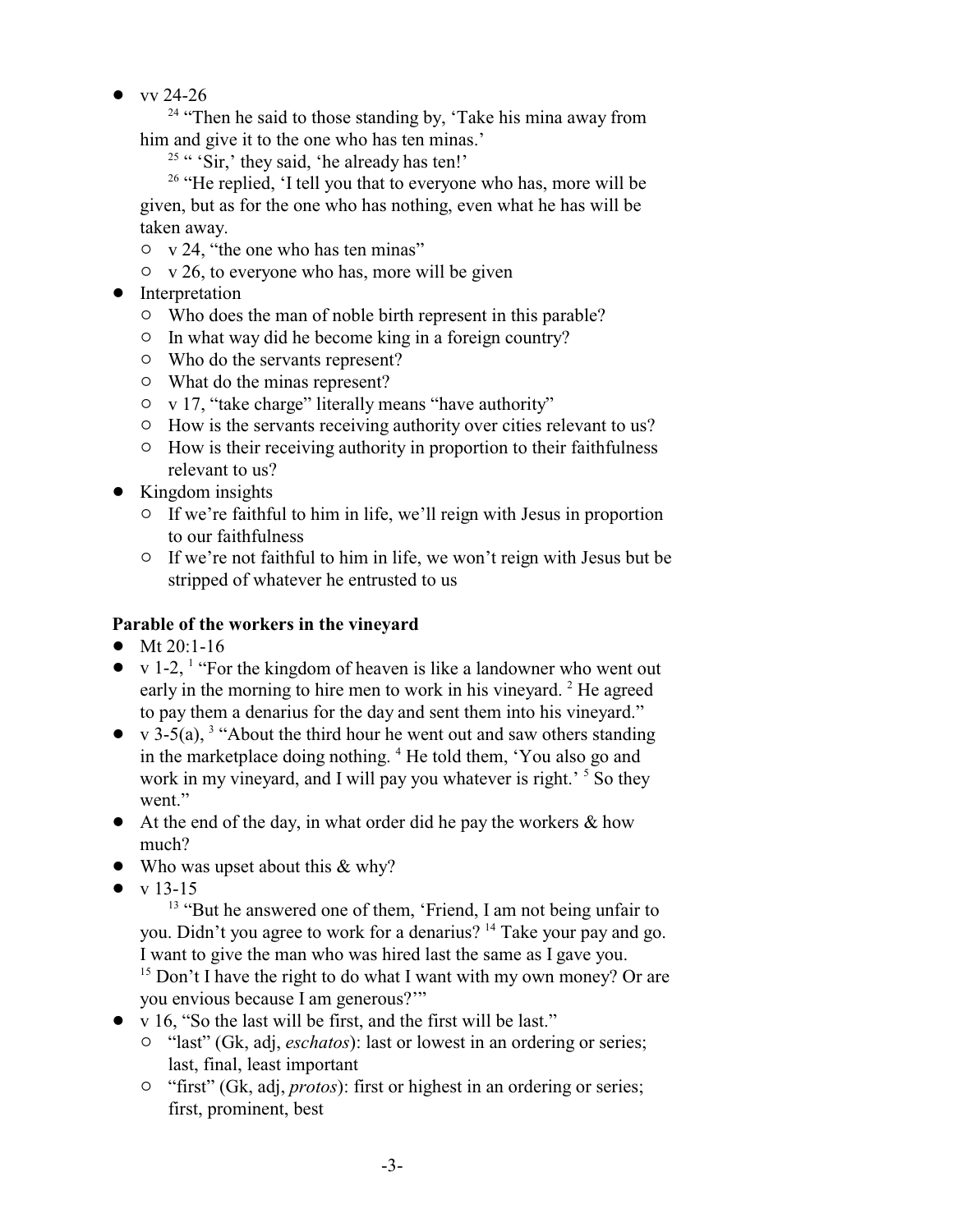- vv 24-26

    [24] "Then he said to those standing by, 'Take his mina away from him and give it to the one who has ten minas.'

    [25] " 'Sir,' they said, 'he already has ten!'

    [26] "He replied, 'I tell you that to everyone who has, more will be given, but as for the one who has nothing, even what he has will be taken away.
    - v 24, "the one who has ten minas"
    - v 26, to everyone who has, more will be given
- Interpretation
    - Who does the man of noble birth represent in this parable?
    - In what way did he become king in a foreign country?
    - Who do the servants represent?
    - What do the minas represent?
    - v 17, "take charge" literally means "have authority"
    - How is the servants receiving authority over cities relevant to us?
    - How is their receiving authority in proportion to their faithfulness relevant to us?
- Kingdom insights
    - If we're faithful to him in life, we'll reign with Jesus in proportion to our faithfulness
    - If we're not faithful to him in life, we won't reign with Jesus but be stripped of whatever he entrusted to us

**Parable of the workers in the vineyard**

- Mt 20:1-16
- v 1-2, [1] "For the kingdom of heaven is like a landowner who went out early in the morning to hire men to work in his vineyard. [2] He agreed to pay them a denarius for the day and sent them into his vineyard."
- v 3-5(a), [3] "About the third hour he went out and saw others standing in the marketplace doing nothing. [4] He told them, 'You also go and work in my vineyard, and I will pay you whatever is right.' [5] So they went."
- At the end of the day, in what order did he pay the workers & how much?
- Who was upset about this & why?
- v 13-15

    [13] "But he answered one of them, 'Friend, I am not being unfair to you. Didn't you agree to work for a denarius? [14] Take your pay and go. I want to give the man who was hired last the same as I gave you. [15] Don't I have the right to do what I want with my own money? Or are you envious because I am generous?'"
- v 16, "So the last will be first, and the first will be last."
    - "last" (Gk, adj, *eschatos*): last or lowest in an ordering or series; last, final, least important
    - "first" (Gk, adj, *protos*): first or highest in an ordering or series; first, prominent, best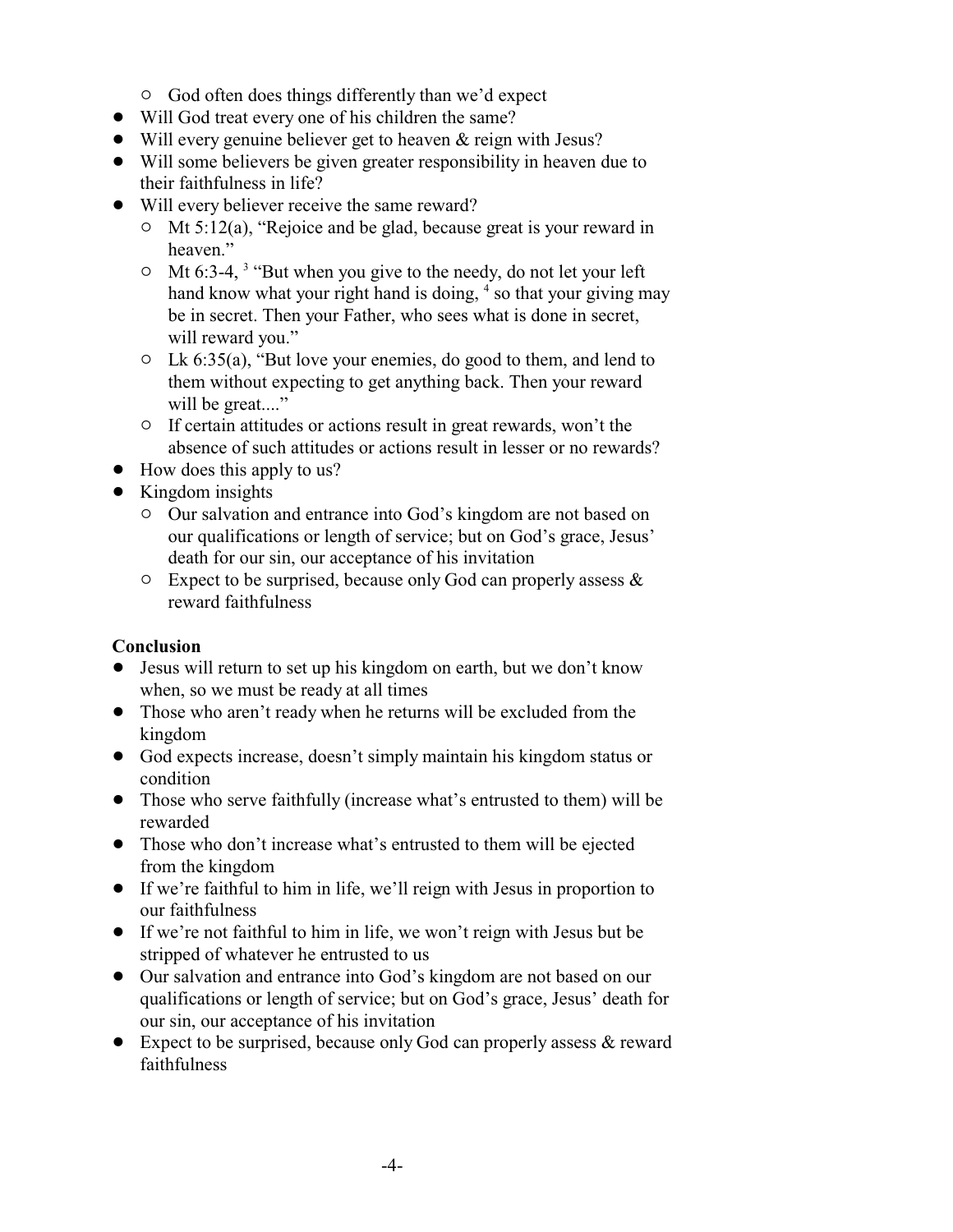- God often does things differently than we'd expect
- Will God treat every one of his children the same?
- Will every genuine believer get to heaven & reign with Jesus?
- Will some believers be given greater responsibility in heaven due to their faithfulness in life?
- Will every believer receive the same reward?
  - Mt 5:12(a), "Rejoice and be glad, because great is your reward in heaven."
  - Mt 6:3-4, [3] "But when you give to the needy, do not let your left hand know what your right hand is doing, [4] so that your giving may be in secret. Then your Father, who sees what is done in secret, will reward you."
  - Lk 6:35(a), "But love your enemies, do good to them, and lend to them without expecting to get anything back. Then your reward will be great...."
  - If certain attitudes or actions result in great rewards, won't the absence of such attitudes or actions result in lesser or no rewards?
- How does this apply to us?
- Kingdom insights
  - Our salvation and entrance into God's kingdom are not based on our qualifications or length of service; but on God's grace, Jesus' death for our sin, our acceptance of his invitation
  - Expect to be surprised, because only God can properly assess & reward faithfulness

**Conclusion**

- Jesus will return to set up his kingdom on earth, but we don't know when, so we must be ready at all times
- Those who aren't ready when he returns will be excluded from the kingdom
- God expects increase, doesn't simply maintain his kingdom status or condition
- Those who serve faithfully (increase what's entrusted to them) will be rewarded
- Those who don't increase what's entrusted to them will be ejected from the kingdom
- If we're faithful to him in life, we'll reign with Jesus in proportion to our faithfulness
- If we're not faithful to him in life, we won't reign with Jesus but be stripped of whatever he entrusted to us
- Our salvation and entrance into God's kingdom are not based on our qualifications or length of service; but on God's grace, Jesus' death for our sin, our acceptance of his invitation
- Expect to be surprised, because only God can properly assess & reward faithfulness